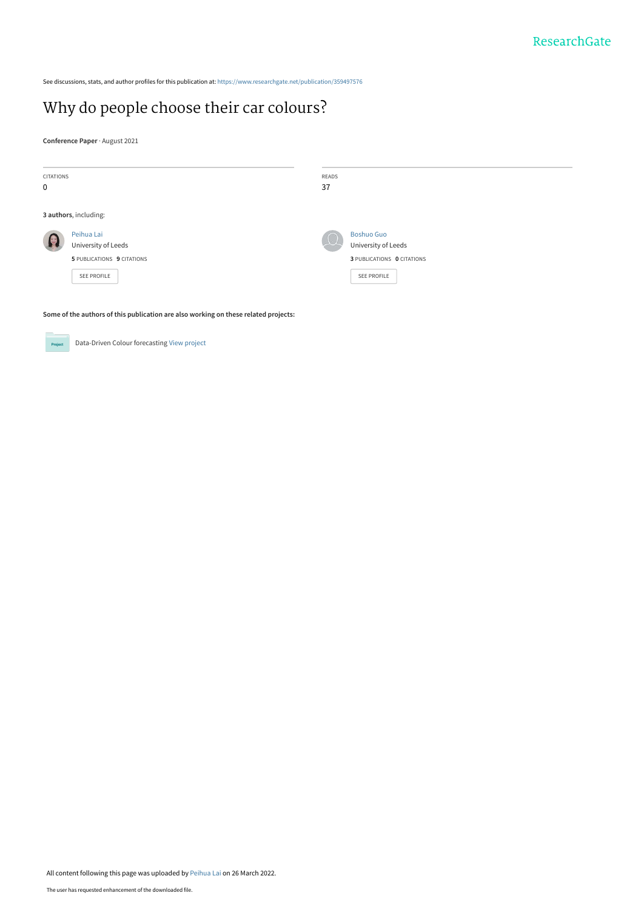See discussions, stats, and author profiles for this publication at: https://www.researchgate.net/publication/359497576

# Why do people choose their car colours?

**Conference Paper** · August 2021

| CITATIONS | READS |
|---|---|
| 0 | 37 |

**3 authors**, including:

Peihua Lai
University of Leeds
**5** PUBLICATIONS **9** CITATIONS
SEE PROFILE

Boshuo Guo
University of Leeds
**3** PUBLICATIONS **0** CITATIONS
SEE PROFILE

**Some of the authors of this publication are also working on these related projects:**

Data-Driven Colour forecasting View project

All content following this page was uploaded by Peihua Lai on 26 March 2022.

The user has requested enhancement of the downloaded file.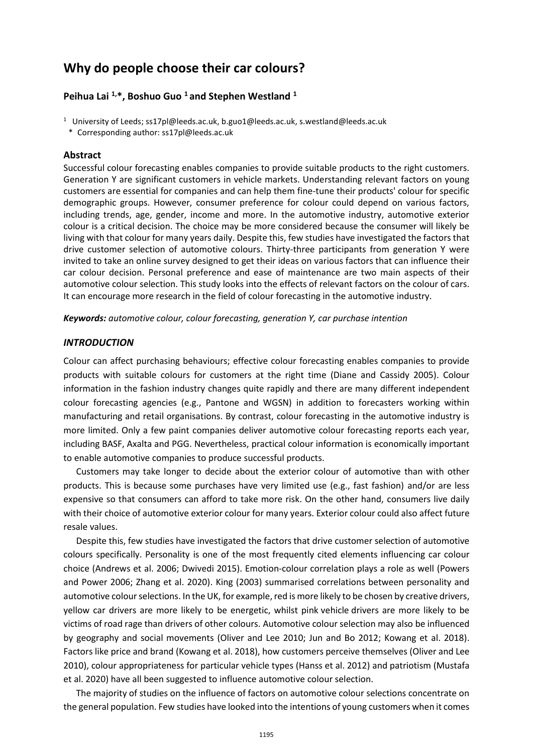# Why do people choose their car colours?

**Peihua Lai [1,*], Boshuo Guo [1] and Stephen Westland [1]**

[1] University of Leeds; ss17pl@leeds.ac.uk, b.guo1@leeds.ac.uk, s.westland@leeds.ac.uk

\* Corresponding author: ss17pl@leeds.ac.uk

## Abstract

Successful colour forecasting enables companies to provide suitable products to the right customers. Generation Y are significant customers in vehicle markets. Understanding relevant factors on young customers are essential for companies and can help them fine-tune their products' colour for specific demographic groups. However, consumer preference for colour could depend on various factors, including trends, age, gender, income and more. In the automotive industry, automotive exterior colour is a critical decision. The choice may be more considered because the consumer will likely be living with that colour for many years daily. Despite this, few studies have investigated the factors that drive customer selection of automotive colours. Thirty-three participants from generation Y were invited to take an online survey designed to get their ideas on various factors that can influence their car colour decision. Personal preference and ease of maintenance are two main aspects of their automotive colour selection. This study looks into the effects of relevant factors on the colour of cars. It can encourage more research in the field of colour forecasting in the automotive industry.

***Keywords:*** *automotive colour, colour forecasting, generation Y, car purchase intention*

## *INTRODUCTION*

Colour can affect purchasing behaviours; effective colour forecasting enables companies to provide products with suitable colours for customers at the right time (Diane and Cassidy 2005). Colour information in the fashion industry changes quite rapidly and there are many different independent colour forecasting agencies (e.g., Pantone and WGSN) in addition to forecasters working within manufacturing and retail organisations. By contrast, colour forecasting in the automotive industry is more limited. Only a few paint companies deliver automotive colour forecasting reports each year, including BASF, Axalta and PGG. Nevertheless, practical colour information is economically important to enable automotive companies to produce successful products.

Customers may take longer to decide about the exterior colour of automotive than with other products. This is because some purchases have very limited use (e.g., fast fashion) and/or are less expensive so that consumers can afford to take more risk. On the other hand, consumers live daily with their choice of automotive exterior colour for many years. Exterior colour could also affect future resale values.

Despite this, few studies have investigated the factors that drive customer selection of automotive colours specifically. Personality is one of the most frequently cited elements influencing car colour choice (Andrews et al. 2006; Dwivedi 2015). Emotion-colour correlation plays a role as well (Powers and Power 2006; Zhang et al. 2020). King (2003) summarised correlations between personality and automotive colour selections. In the UK, for example, red is more likely to be chosen by creative drivers, yellow car drivers are more likely to be energetic, whilst pink vehicle drivers are more likely to be victims of road rage than drivers of other colours. Automotive colour selection may also be influenced by geography and social movements (Oliver and Lee 2010; Jun and Bo 2012; Kowang et al. 2018). Factors like price and brand (Kowang et al. 2018), how customers perceive themselves (Oliver and Lee 2010), colour appropriateness for particular vehicle types (Hanss et al. 2012) and patriotism (Mustafa et al. 2020) have all been suggested to influence automotive colour selection.

The majority of studies on the influence of factors on automotive colour selections concentrate on the general population. Few studies have looked into the intentions of young customers when it comes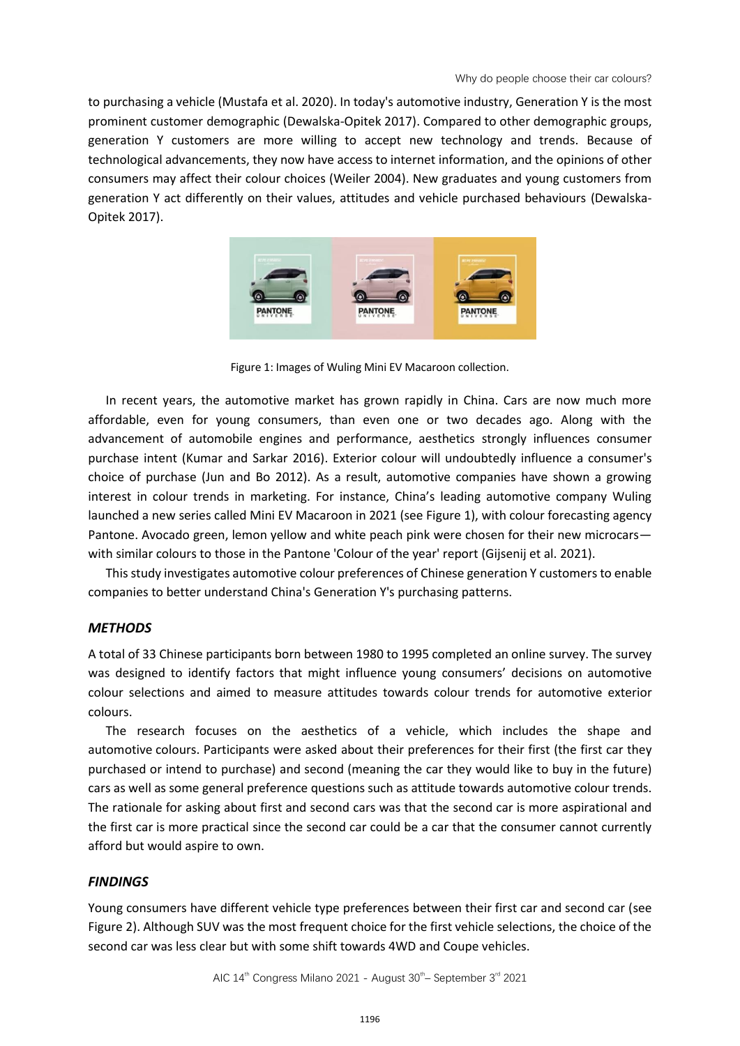to purchasing a vehicle (Mustafa et al. 2020). In today's automotive industry, Generation Y is the most prominent customer demographic (Dewalska-Opitek 2017). Compared to other demographic groups, generation Y customers are more willing to accept new technology and trends. Because of technological advancements, they now have access to internet information, and the opinions of other consumers may affect their colour choices (Weiler 2004). New graduates and young customers from generation Y act differently on their values, attitudes and vehicle purchased behaviours (Dewalska-Opitek 2017).

Figure 1: Images of Wuling Mini EV Macaroon collection.

In recent years, the automotive market has grown rapidly in China. Cars are now much more affordable, even for young consumers, than even one or two decades ago. Along with the advancement of automobile engines and performance, aesthetics strongly influences consumer purchase intent (Kumar and Sarkar 2016). Exterior colour will undoubtedly influence a consumer's choice of purchase (Jun and Bo 2012). As a result, automotive companies have shown a growing interest in colour trends in marketing. For instance, China's leading automotive company Wuling launched a new series called Mini EV Macaroon in 2021 (see Figure 1), with colour forecasting agency Pantone. Avocado green, lemon yellow and white peach pink were chosen for their new microcars—with similar colours to those in the Pantone 'Colour of the year' report (Gijsenij et al. 2021).

This study investigates automotive colour preferences of Chinese generation Y customers to enable companies to better understand China's Generation Y's purchasing patterns.

## *METHODS*

A total of 33 Chinese participants born between 1980 to 1995 completed an online survey. The survey was designed to identify factors that might influence young consumers' decisions on automotive colour selections and aimed to measure attitudes towards colour trends for automotive exterior colours.

The research focuses on the aesthetics of a vehicle, which includes the shape and automotive colours. Participants were asked about their preferences for their first (the first car they purchased or intend to purchase) and second (meaning the car they would like to buy in the future) cars as well as some general preference questions such as attitude towards automotive colour trends. The rationale for asking about first and second cars was that the second car is more aspirational and the first car is more practical since the second car could be a car that the consumer cannot currently afford but would aspire to own.

## *FINDINGS*

Young consumers have different vehicle type preferences between their first car and second car (see Figure 2). Although SUV was the most frequent choice for the first vehicle selections, the choice of the second car was less clear but with some shift towards 4WD and Coupe vehicles.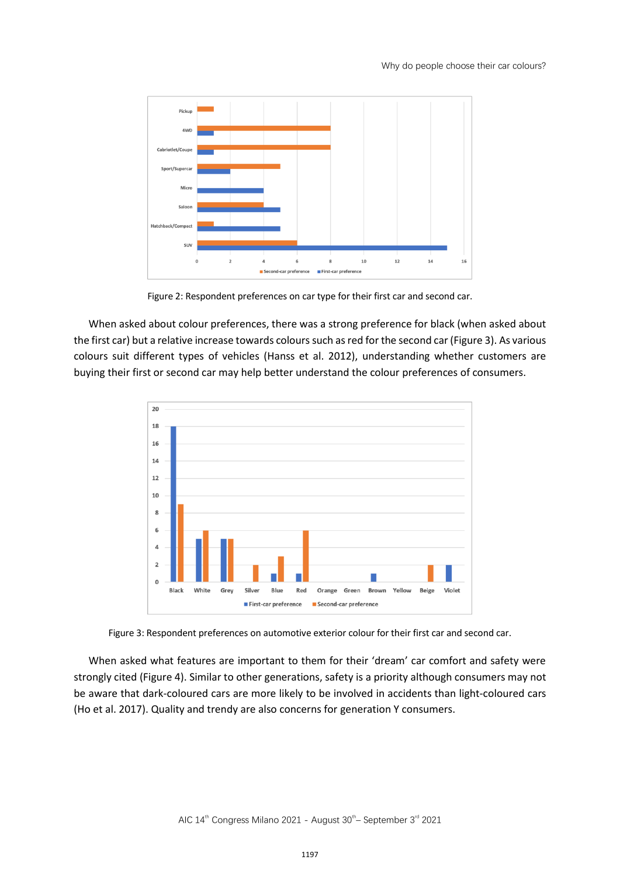Figure 2: Respondent preferences on car type for their first car and second car.

When asked about colour preferences, there was a strong preference for black (when asked about the first car) but a relative increase towards colours such as red for the second car (Figure 3). As various colours suit different types of vehicles (Hanss et al. 2012), understanding whether customers are buying their first or second car may help better understand the colour preferences of consumers.

Figure 3: Respondent preferences on automotive exterior colour for their first car and second car.

When asked what features are important to them for their 'dream' car comfort and safety were strongly cited (Figure 4). Similar to other generations, safety is a priority although consumers may not be aware that dark-coloured cars are more likely to be involved in accidents than light-coloured cars (Ho et al. 2017). Quality and trendy are also concerns for generation Y consumers.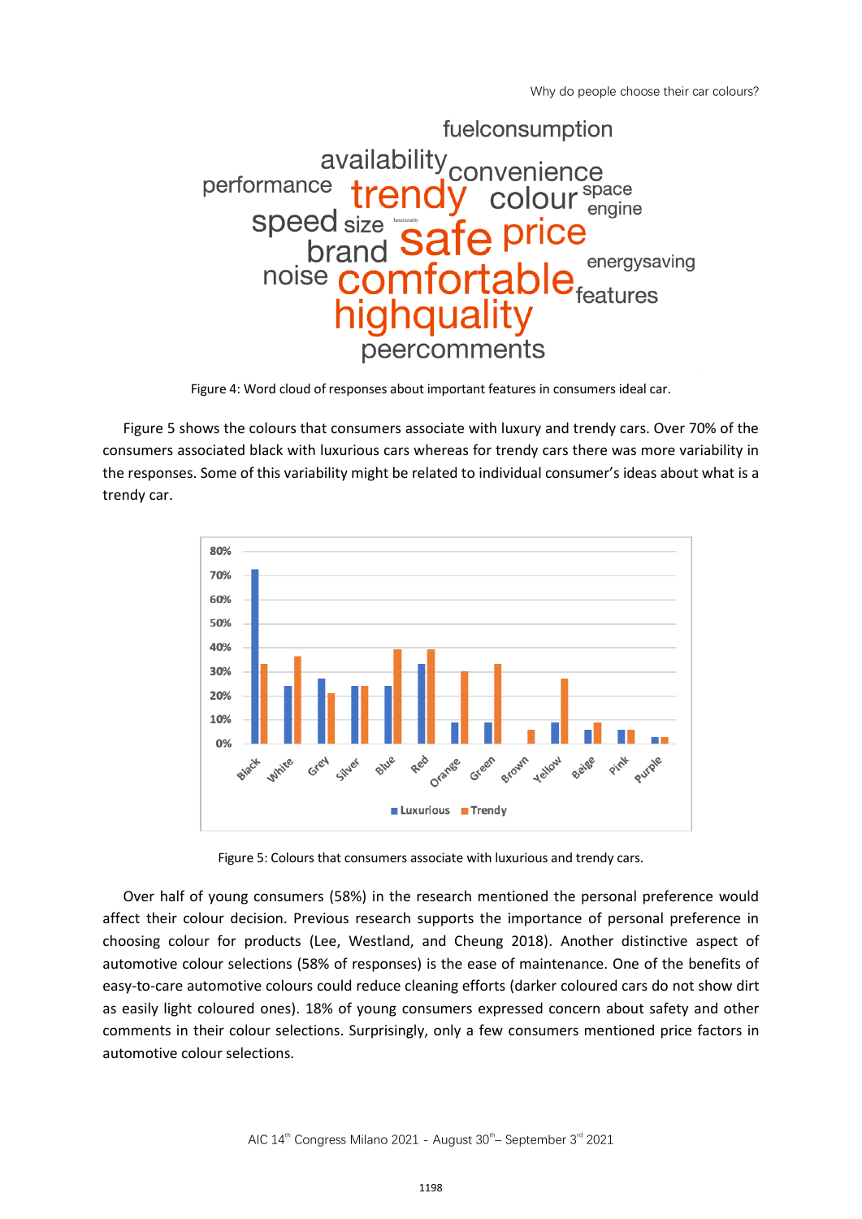Figure 4: Word cloud of responses about important features in consumers ideal car.

Figure 5 shows the colours that consumers associate with luxury and trendy cars. Over 70% of the consumers associated black with luxurious cars whereas for trendy cars there was more variability in the responses. Some of this variability might be related to individual consumer's ideas about what is a trendy car.

Figure 5: Colours that consumers associate with luxurious and trendy cars.

Over half of young consumers (58%) in the research mentioned the personal preference would affect their colour decision. Previous research supports the importance of personal preference in choosing colour for products (Lee, Westland, and Cheung 2018). Another distinctive aspect of automotive colour selections (58% of responses) is the ease of maintenance. One of the benefits of easy-to-care automotive colours could reduce cleaning efforts (darker coloured cars do not show dirt as easily light coloured ones). 18% of young consumers expressed concern about safety and other comments in their colour selections. Surprisingly, only a few consumers mentioned price factors in automotive colour selections.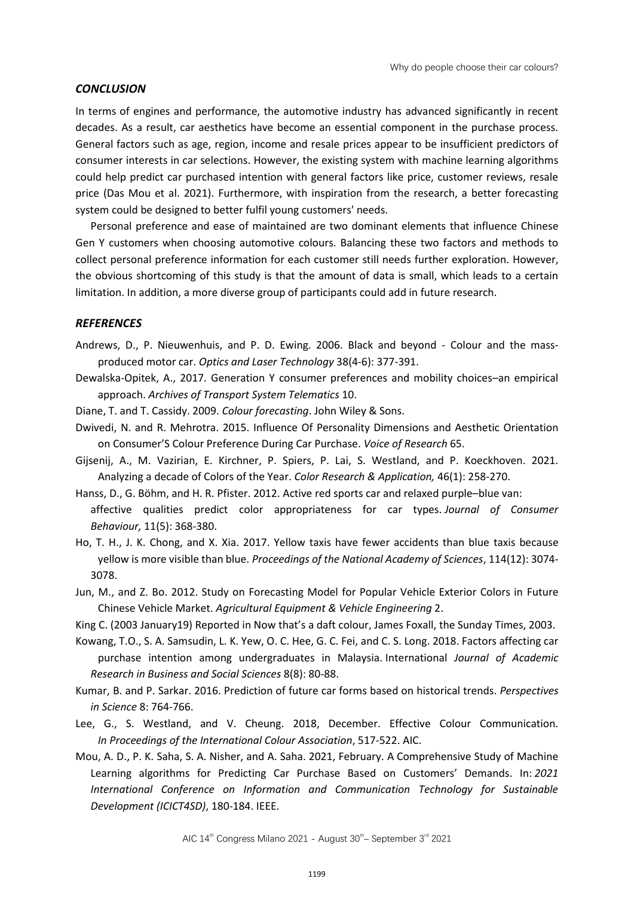### *CONCLUSION*

In terms of engines and performance, the automotive industry has advanced significantly in recent decades. As a result, car aesthetics have become an essential component in the purchase process. General factors such as age, region, income and resale prices appear to be insufficient predictors of consumer interests in car selections. However, the existing system with machine learning algorithms could help predict car purchased intention with general factors like price, customer reviews, resale price (Das Mou et al. 2021). Furthermore, with inspiration from the research, a better forecasting system could be designed to better fulfil young customers' needs.

Personal preference and ease of maintained are two dominant elements that influence Chinese Gen Y customers when choosing automotive colours. Balancing these two factors and methods to collect personal preference information for each customer still needs further exploration. However, the obvious shortcoming of this study is that the amount of data is small, which leads to a certain limitation. In addition, a more diverse group of participants could add in future research.

### *REFERENCES*

Andrews, D., P. Nieuwenhuis, and P. D. Ewing. 2006. Black and beyond - Colour and the mass-produced motor car. *Optics and Laser Technology* 38(4-6): 377-391.

Dewalska-Opitek, A., 2017. Generation Y consumer preferences and mobility choices–an empirical approach. *Archives of Transport System Telematics* 10.

Diane, T. and T. Cassidy. 2009. *Colour forecasting*. John Wiley & Sons.

Dwivedi, N. and R. Mehrotra. 2015. Influence Of Personality Dimensions and Aesthetic Orientation on Consumer'S Colour Preference During Car Purchase. *Voice of Research* 65.

Gijsenij, A., M. Vazirian, E. Kirchner, P. Spiers, P. Lai, S. Westland, and P. Koeckhoven. 2021. Analyzing a decade of Colors of the Year. *Color Research & Application,* 46(1): 258-270.

Hanss, D., G. Böhm, and H. R. Pfister. 2012. Active red sports car and relaxed purple–blue van: affective qualities predict color appropriateness for car types. *Journal of Consumer Behaviour,* 11(5): 368-380.

Ho, T. H., J. K. Chong, and X. Xia. 2017. Yellow taxis have fewer accidents than blue taxis because yellow is more visible than blue. *Proceedings of the National Academy of Sciences*, 114(12): 3074-3078.

Jun, M., and Z. Bo. 2012. Study on Forecasting Model for Popular Vehicle Exterior Colors in Future Chinese Vehicle Market. *Agricultural Equipment & Vehicle Engineering* 2.

King C. (2003 January19) Reported in Now that's a daft colour, James Foxall, the Sunday Times, 2003.

Kowang, T.O., S. A. Samsudin, L. K. Yew, O. C. Hee, G. C. Fei, and C. S. Long. 2018. Factors affecting car purchase intention among undergraduates in Malaysia. International *Journal of Academic Research in Business and Social Sciences* 8(8): 80-88.

Kumar, B. and P. Sarkar. 2016. Prediction of future car forms based on historical trends. *Perspectives in Science* 8: 764-766.

Lee, G., S. Westland, and V. Cheung. 2018, December. Effective Colour Communication. *In Proceedings of the International Colour Association*, 517-522. AIC.

Mou, A. D., P. K. Saha, S. A. Nisher, and A. Saha. 2021, February. A Comprehensive Study of Machine Learning algorithms for Predicting Car Purchase Based on Customers' Demands. In: *2021 International Conference on Information and Communication Technology for Sustainable Development (ICICT4SD)*, 180-184. IEEE.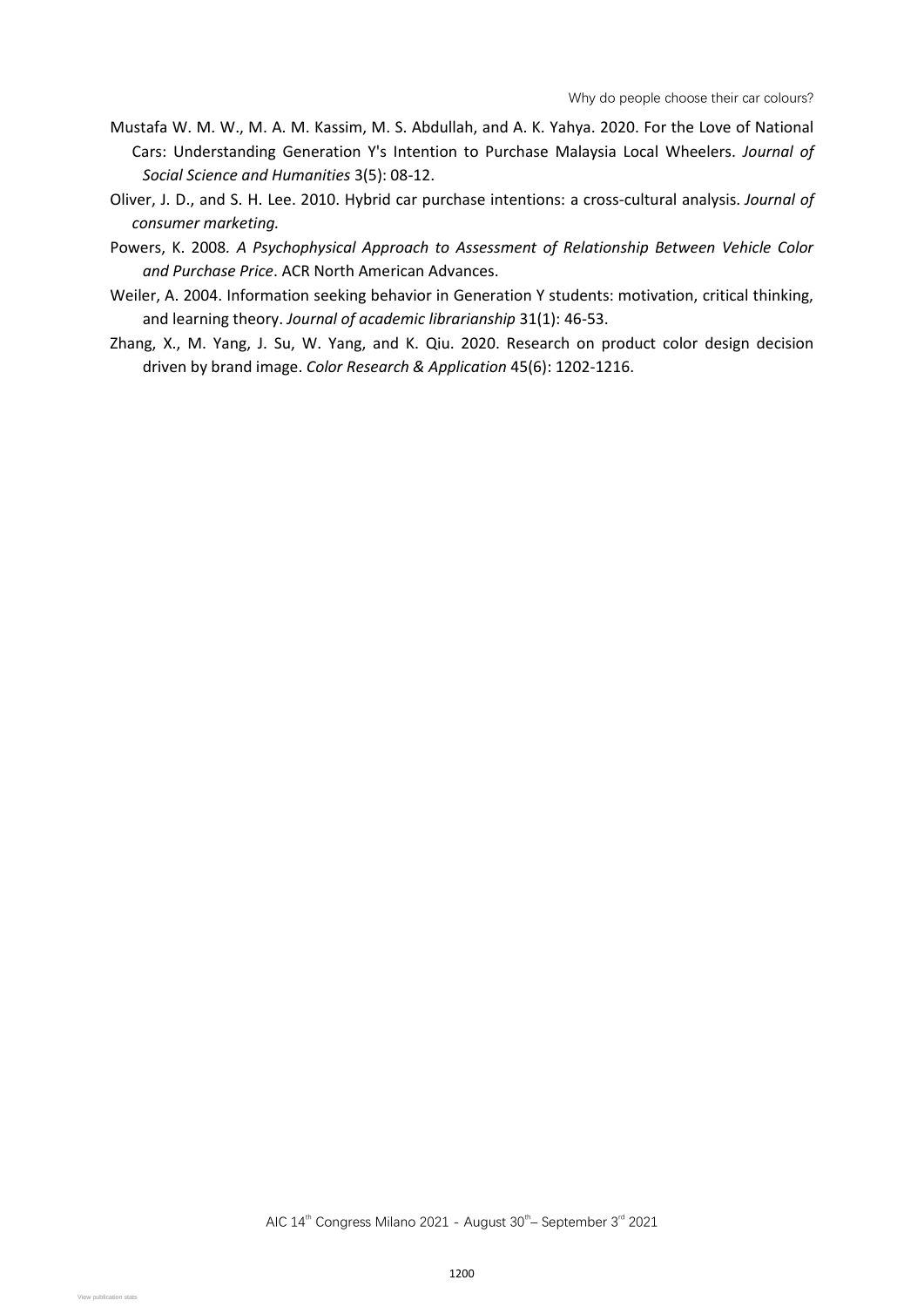Mustafa W. M. W., M. A. M. Kassim, M. S. Abdullah, and A. K. Yahya. 2020. For the Love of National Cars: Understanding Generation Y's Intention to Purchase Malaysia Local Wheelers. *Journal of Social Science and Humanities* 3(5): 08-12.

Oliver, J. D., and S. H. Lee. 2010. Hybrid car purchase intentions: a cross-cultural analysis. *Journal of consumer marketing.*

Powers, K. 2008. *A Psychophysical Approach to Assessment of Relationship Between Vehicle Color and Purchase Price*. ACR North American Advances.

Weiler, A. 2004. Information seeking behavior in Generation Y students: motivation, critical thinking, and learning theory. *Journal of academic librarianship* 31(1): 46-53.

Zhang, X., M. Yang, J. Su, W. Yang, and K. Qiu. 2020. Research on product color design decision driven by brand image. *Color Research & Application* 45(6): 1202-1216.